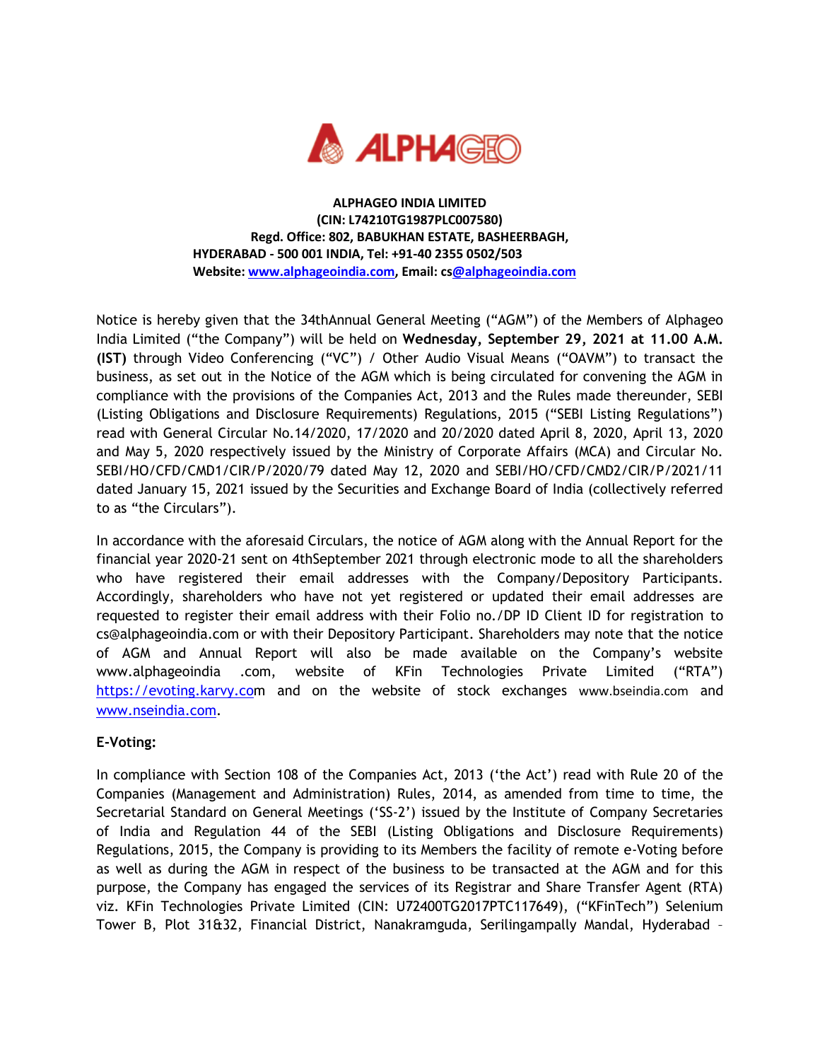**ALPHAGEO INDIA LIMITED**
**(CIN: L74210TG1987PLC007580)**
**Regd. Office: 802, BABUKHAN ESTATE, BASHEERBAGH,**
**HYDERABAD - 500 001 INDIA, Tel: +91-40 2355 0502/503**
**Website: www.alphageoindia.com, Email: cs@alphageoindia.com**

Notice is hereby given that the 34thAnnual General Meeting ("AGM") of the Members of Alphageo India Limited ("the Company") will be held on **Wednesday, September 29, 2021 at 11.00 A.M. (IST)** through Video Conferencing ("VC") / Other Audio Visual Means ("OAVM") to transact the business, as set out in the Notice of the AGM which is being circulated for convening the AGM in compliance with the provisions of the Companies Act, 2013 and the Rules made thereunder, SEBI (Listing Obligations and Disclosure Requirements) Regulations, 2015 ("SEBI Listing Regulations") read with General Circular No.14/2020, 17/2020 and 20/2020 dated April 8, 2020, April 13, 2020 and May 5, 2020 respectively issued by the Ministry of Corporate Affairs (MCA) and Circular No. SEBI/HO/CFD/CMD1/CIR/P/2020/79 dated May 12, 2020 and SEBI/HO/CFD/CMD2/CIR/P/2021/11 dated January 15, 2021 issued by the Securities and Exchange Board of India (collectively referred to as "the Circulars").

In accordance with the aforesaid Circulars, the notice of AGM along with the Annual Report for the financial year 2020-21 sent on 4thSeptember 2021 through electronic mode to all the shareholders who have registered their email addresses with the Company/Depository Participants. Accordingly, shareholders who have not yet registered or updated their email addresses are requested to register their email address with their Folio no./DP ID Client ID for registration to cs@alphageoindia.com or with their Depository Participant. Shareholders may note that the notice of AGM and Annual Report will also be made available on the Company's website www.alphageoindia .com, website of KFin Technologies Private Limited ("RTA") https://evoting.karvy.com and on the website of stock exchanges www.bseindia.com and www.nseindia.com.

**E-Voting:**

In compliance with Section 108 of the Companies Act, 2013 ('the Act') read with Rule 20 of the Companies (Management and Administration) Rules, 2014, as amended from time to time, the Secretarial Standard on General Meetings ('SS-2') issued by the Institute of Company Secretaries of India and Regulation 44 of the SEBI (Listing Obligations and Disclosure Requirements) Regulations, 2015, the Company is providing to its Members the facility of remote e-Voting before as well as during the AGM in respect of the business to be transacted at the AGM and for this purpose, the Company has engaged the services of its Registrar and Share Transfer Agent (RTA) viz. KFin Technologies Private Limited (CIN: U72400TG2017PTC117649), ("KFinTech") Selenium Tower B, Plot 31&32, Financial District, Nanakramguda, Serilingampally Mandal, Hyderabad –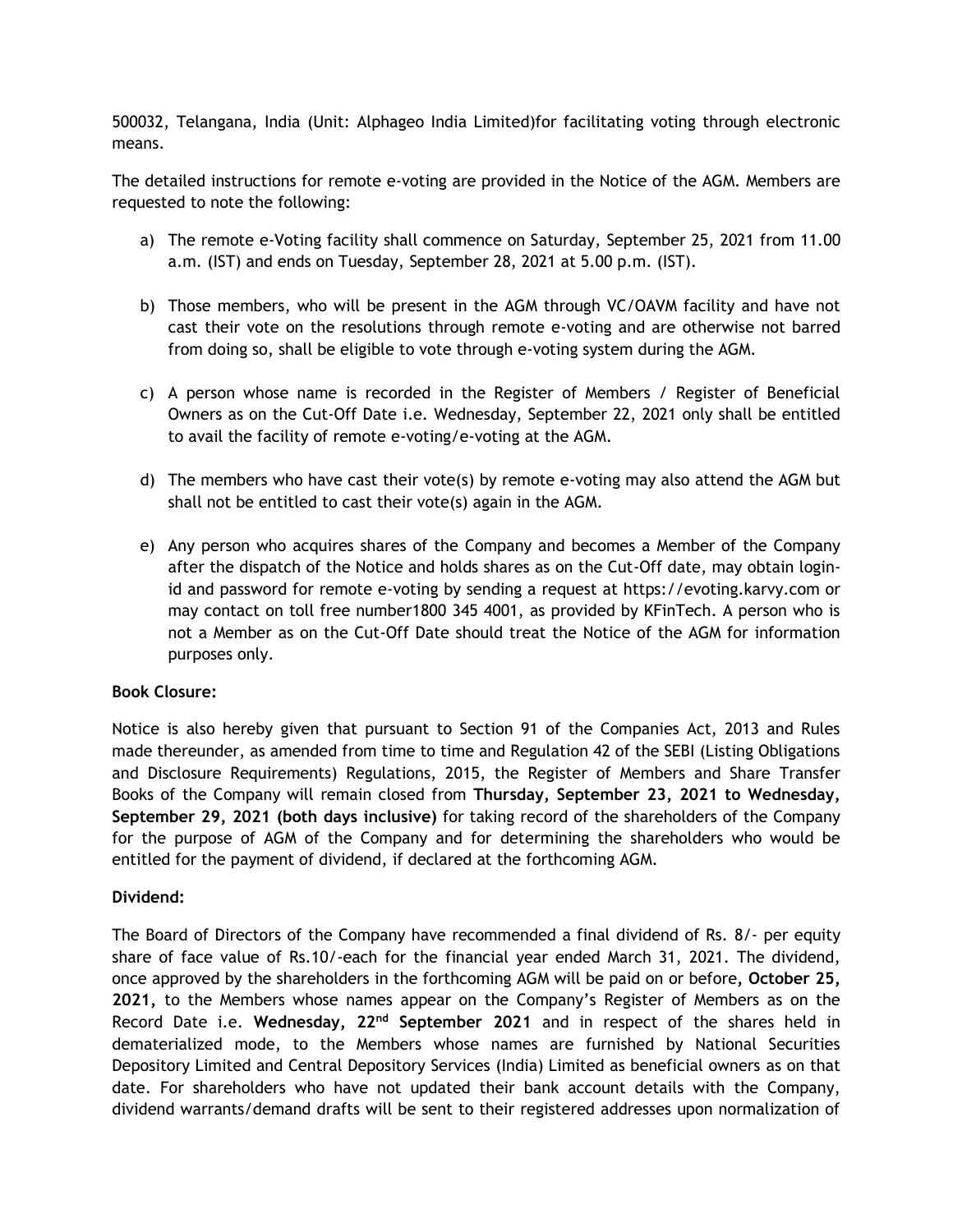500032, Telangana, India (Unit: Alphageo India Limited)for facilitating voting through electronic means.

The detailed instructions for remote e-voting are provided in the Notice of the AGM. Members are requested to note the following:

a) The remote e-Voting facility shall commence on Saturday, September 25, 2021 from 11.00 a.m. (IST) and ends on Tuesday, September 28, 2021 at 5.00 p.m. (IST).

b) Those members, who will be present in the AGM through VC/OAVM facility and have not cast their vote on the resolutions through remote e-voting and are otherwise not barred from doing so, shall be eligible to vote through e-voting system during the AGM.

c) A person whose name is recorded in the Register of Members / Register of Beneficial Owners as on the Cut-Off Date i.e. Wednesday, September 22, 2021 only shall be entitled to avail the facility of remote e-voting/e-voting at the AGM.

d) The members who have cast their vote(s) by remote e-voting may also attend the AGM but shall not be entitled to cast their vote(s) again in the AGM.

e) Any person who acquires shares of the Company and becomes a Member of the Company after the dispatch of the Notice and holds shares as on the Cut-Off date, may obtain login-id and password for remote e-voting by sending a request at https://evoting.karvy.com or may contact on toll free number1800 345 4001, as provided by KFinTech. A person who is not a Member as on the Cut-Off Date should treat the Notice of the AGM for information purposes only.

**Book Closure:**

Notice is also hereby given that pursuant to Section 91 of the Companies Act, 2013 and Rules made thereunder, as amended from time to time and Regulation 42 of the SEBI (Listing Obligations and Disclosure Requirements) Regulations, 2015, the Register of Members and Share Transfer Books of the Company will remain closed from **Thursday, September 23, 2021 to Wednesday, September 29, 2021 (both days inclusive)** for taking record of the shareholders of the Company for the purpose of AGM of the Company and for determining the shareholders who would be entitled for the payment of dividend, if declared at the forthcoming AGM.

**Dividend:**

The Board of Directors of the Company have recommended a final dividend of Rs. 8/- per equity share of face value of Rs.10/-each for the financial year ended March 31, 2021. The dividend, once approved by the shareholders in the forthcoming AGM will be paid on or before**, October 25, 2021,** to the Members whose names appear on the Company's Register of Members as on the Record Date i.e. **Wednesday, 22nd September 2021** and in respect of the shares held in dematerialized mode, to the Members whose names are furnished by National Securities Depository Limited and Central Depository Services (India) Limited as beneficial owners as on that date. For shareholders who have not updated their bank account details with the Company, dividend warrants/demand drafts will be sent to their registered addresses upon normalization of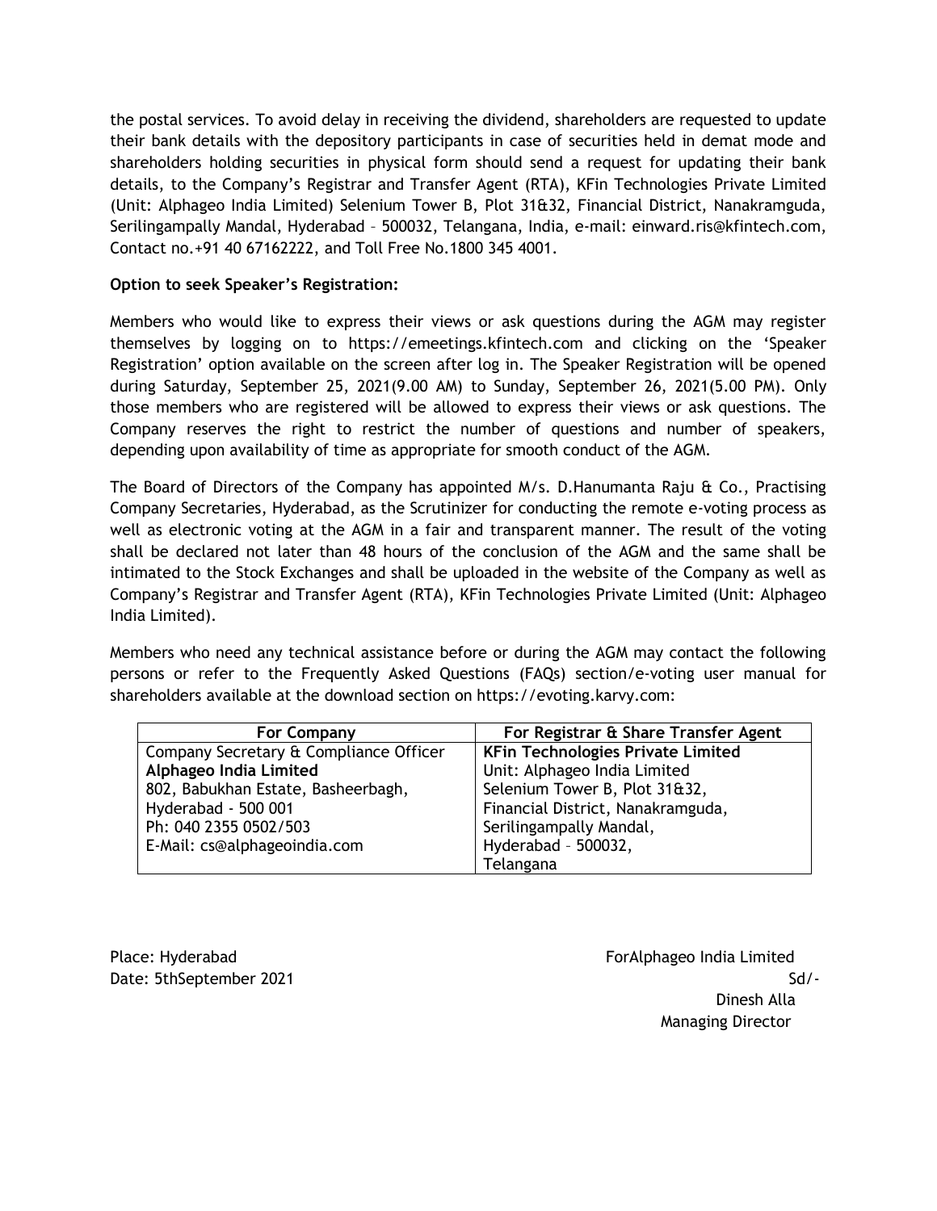the postal services. To avoid delay in receiving the dividend, shareholders are requested to update their bank details with the depository participants in case of securities held in demat mode and shareholders holding securities in physical form should send a request for updating their bank details, to the Company's Registrar and Transfer Agent (RTA), KFin Technologies Private Limited (Unit: Alphageo India Limited) Selenium Tower B, Plot 31&32, Financial District, Nanakramguda, Serilingampally Mandal, Hyderabad – 500032, Telangana, India, e-mail: einward.ris@kfintech.com, Contact no.+91 40 67162222, and Toll Free No.1800 345 4001.

**Option to seek Speaker's Registration:**

Members who would like to express their views or ask questions during the AGM may register themselves by logging on to https://emeetings.kfintech.com and clicking on the 'Speaker Registration' option available on the screen after log in. The Speaker Registration will be opened during Saturday, September 25, 2021(9.00 AM) to Sunday, September 26, 2021(5.00 PM). Only those members who are registered will be allowed to express their views or ask questions. The Company reserves the right to restrict the number of questions and number of speakers, depending upon availability of time as appropriate for smooth conduct of the AGM.

The Board of Directors of the Company has appointed M/s. D.Hanumanta Raju & Co., Practising Company Secretaries, Hyderabad, as the Scrutinizer for conducting the remote e-voting process as well as electronic voting at the AGM in a fair and transparent manner. The result of the voting shall be declared not later than 48 hours of the conclusion of the AGM and the same shall be intimated to the Stock Exchanges and shall be uploaded in the website of the Company as well as Company's Registrar and Transfer Agent (RTA), KFin Technologies Private Limited (Unit: Alphageo India Limited).

Members who need any technical assistance before or during the AGM may contact the following persons or refer to the Frequently Asked Questions (FAQs) section/e-voting user manual for shareholders available at the download section on https://evoting.karvy.com:

| For Company | For Registrar & Share Transfer Agent |
|---|---|
| Company Secretary & Compliance Officer<br>**Alphageo India Limited**<br>802, Babukhan Estate, Basheerbagh,<br>Hyderabad - 500 001<br>Ph: 040 2355 0502/503<br>E-Mail: cs@alphageoindia.com | **KFin Technologies Private Limited**<br>Unit: Alphageo India Limited<br>Selenium Tower B, Plot 31&32,<br>Financial District, Nanakramguda,<br>Serilingampally Mandal,<br>Hyderabad – 500032,<br>Telangana |

Place: Hyderabad
Date: 5thSeptember 2021

ForAlphageo India Limited
Sd/-
Dinesh Alla
Managing Director